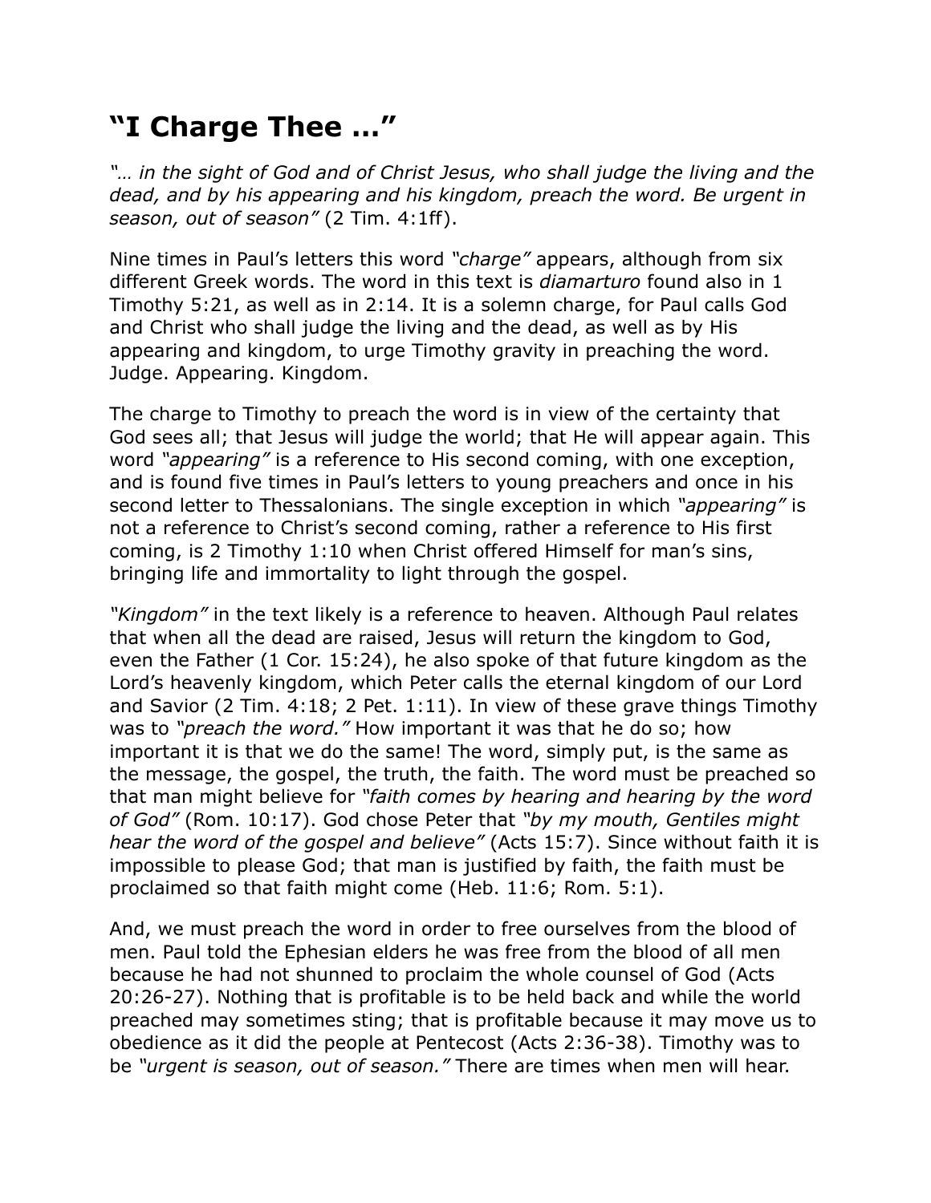# "I Charge Thee …"

*"… in the sight of God and of Christ Jesus, who shall judge the living and the dead, and by his appearing and his kingdom, preach the word. Be urgent in season, out of season"* (2 Tim. 4:1ff).

Nine times in Paul's letters this word *"charge"* appears, although from six different Greek words. The word in this text is *diamarturo* found also in 1 Timothy 5:21, as well as in 2:14. It is a solemn charge, for Paul calls God and Christ who shall judge the living and the dead, as well as by His appearing and kingdom, to urge Timothy gravity in preaching the word. Judge. Appearing. Kingdom.

The charge to Timothy to preach the word is in view of the certainty that God sees all; that Jesus will judge the world; that He will appear again. This word *"appearing"* is a reference to His second coming, with one exception, and is found five times in Paul's letters to young preachers and once in his second letter to Thessalonians. The single exception in which *"appearing"* is not a reference to Christ's second coming, rather a reference to His first coming, is 2 Timothy 1:10 when Christ offered Himself for man's sins, bringing life and immortality to light through the gospel.

*"Kingdom"* in the text likely is a reference to heaven. Although Paul relates that when all the dead are raised, Jesus will return the kingdom to God, even the Father (1 Cor. 15:24), he also spoke of that future kingdom as the Lord's heavenly kingdom, which Peter calls the eternal kingdom of our Lord and Savior (2 Tim. 4:18; 2 Pet. 1:11). In view of these grave things Timothy was to *"preach the word."* How important it was that he do so; how important it is that we do the same! The word, simply put, is the same as the message, the gospel, the truth, the faith. The word must be preached so that man might believe for *"faith comes by hearing and hearing by the word of God"* (Rom. 10:17). God chose Peter that *"by my mouth, Gentiles might hear the word of the gospel and believe"* (Acts 15:7). Since without faith it is impossible to please God; that man is justified by faith, the faith must be proclaimed so that faith might come (Heb. 11:6; Rom. 5:1).

And, we must preach the word in order to free ourselves from the blood of men. Paul told the Ephesian elders he was free from the blood of all men because he had not shunned to proclaim the whole counsel of God (Acts 20:26-27). Nothing that is profitable is to be held back and while the world preached may sometimes sting; that is profitable because it may move us to obedience as it did the people at Pentecost (Acts 2:36-38). Timothy was to be *"urgent is season, out of season."* There are times when men will hear.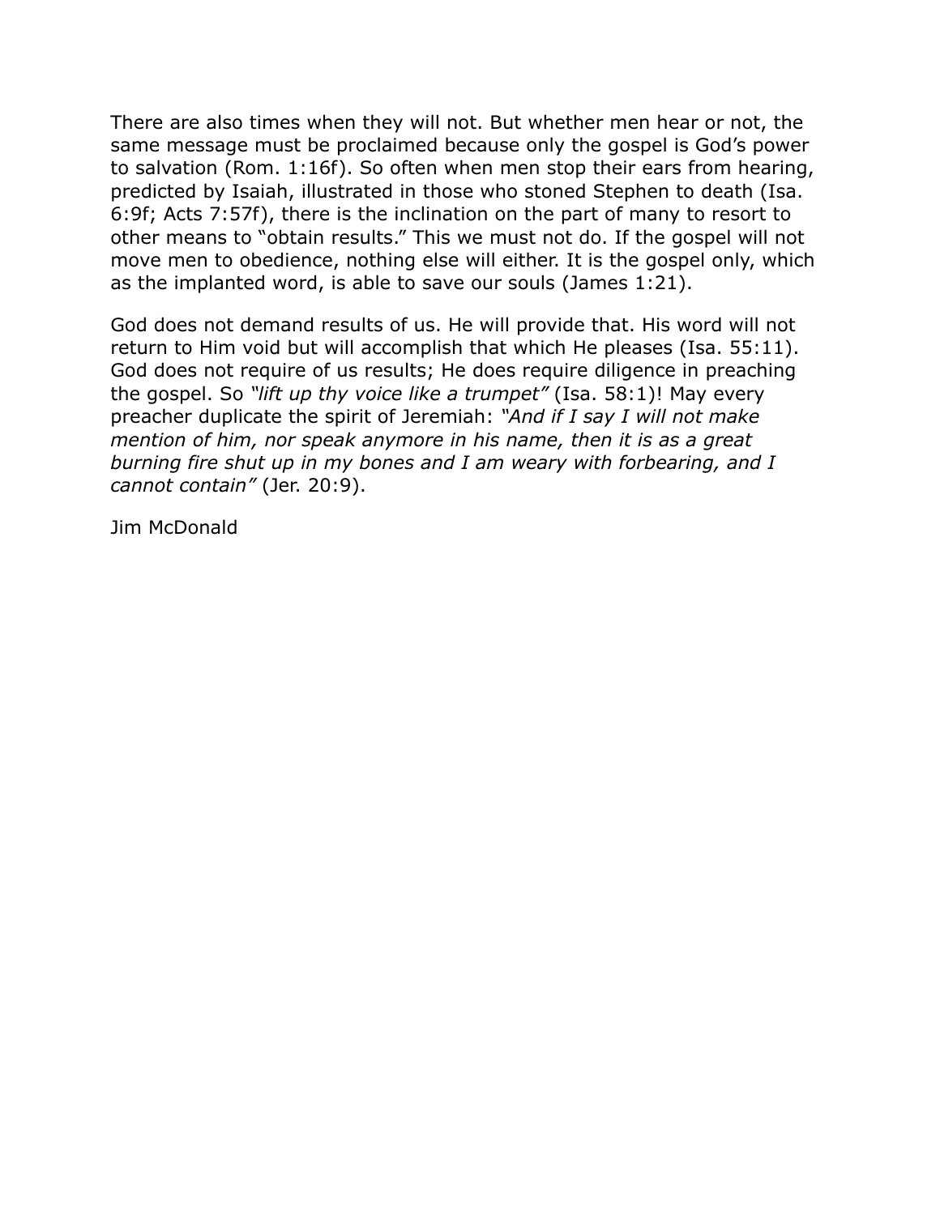There are also times when they will not. But whether men hear or not, the same message must be proclaimed because only the gospel is God's power to salvation (Rom. 1:16f). So often when men stop their ears from hearing, predicted by Isaiah, illustrated in those who stoned Stephen to death (Isa. 6:9f; Acts 7:57f), there is the inclination on the part of many to resort to other means to "obtain results." This we must not do. If the gospel will not move men to obedience, nothing else will either. It is the gospel only, which as the implanted word, is able to save our souls (James 1:21).

God does not demand results of us. He will provide that. His word will not return to Him void but will accomplish that which He pleases (Isa. 55:11). God does not require of us results; He does require diligence in preaching the gospel. So *"lift up thy voice like a trumpet"* (Isa. 58:1)! May every preacher duplicate the spirit of Jeremiah: *"And if I say I will not make mention of him, nor speak anymore in his name, then it is as a great burning fire shut up in my bones and I am weary with forbearing, and I cannot contain"* (Jer. 20:9).

Jim McDonald